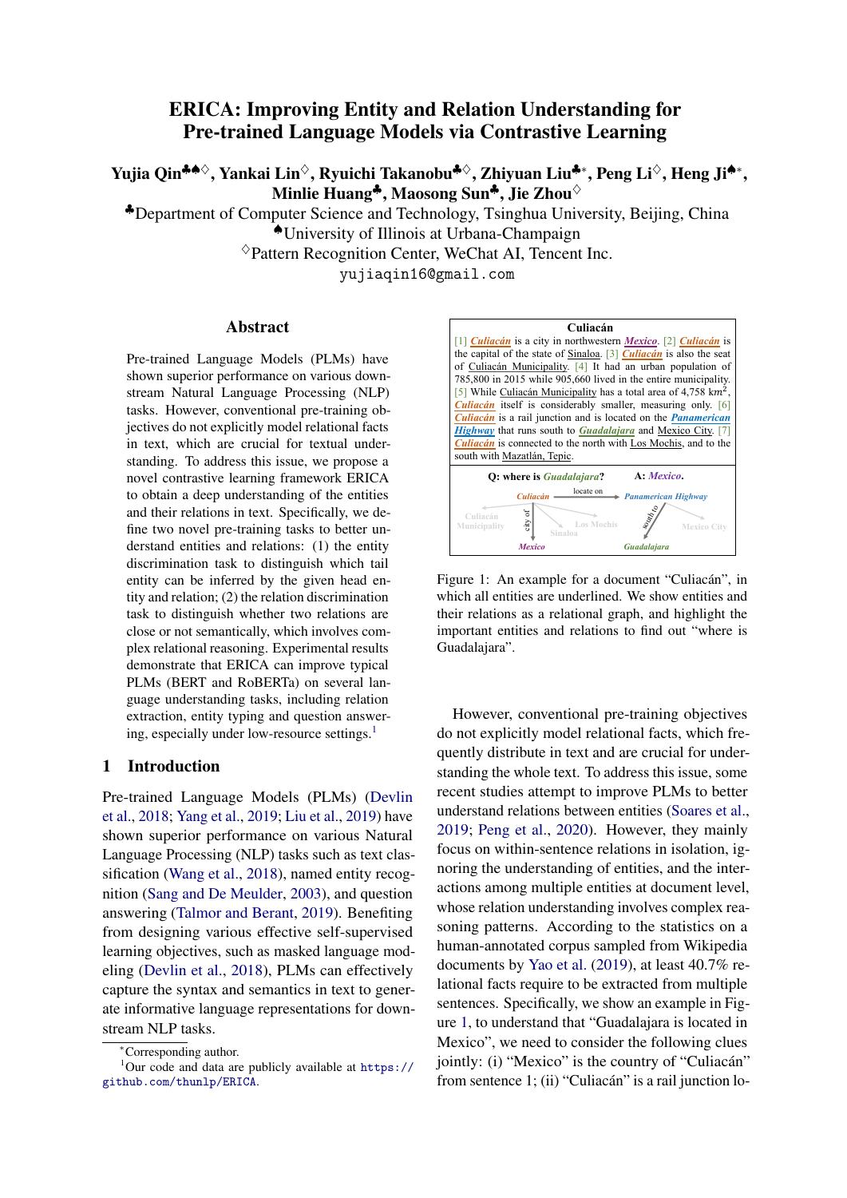# ERICA: Improving Entity and Relation Understanding for Pre-trained Language Models via Contrastive Learning

**Yujia Qin**[♣♠♢], **Yankai Lin**[♢], **Ryuichi Takanobu**[♣♢], **Zhiyuan Liu**[♣*], **Peng Li**[♢], **Heng Ji**[♠*], **Minlie Huang**[♣], **Maosong Sun**[♣], **Jie Zhou**[♢]

[♣]Department of Computer Science and Technology, Tsinghua University, Beijing, China
[♠]University of Illinois at Urbana-Champaign
[♢]Pattern Recognition Center, WeChat AI, Tencent Inc.
yujiaqin16@gmail.com

## Abstract

Pre-trained Language Models (PLMs) have shown superior performance on various downstream Natural Language Processing (NLP) tasks. However, conventional pre-training objectives do not explicitly model relational facts in text, which are crucial for textual understanding. To address this issue, we propose a novel contrastive learning framework ERICA to obtain a deep understanding of the entities and their relations in text. Specifically, we define two novel pre-training tasks to better understand entities and relations: (1) the entity discrimination task to distinguish which tail entity can be inferred by the given head entity and relation; (2) the relation discrimination task to distinguish whether two relations are close or not semantically, which involves complex relational reasoning. Experimental results demonstrate that ERICA can improve typical PLMs (BERT and RoBERTa) on several language understanding tasks, including relation extraction, entity typing and question answering, especially under low-resource settings.[1]

## 1 Introduction

Pre-trained Language Models (PLMs) (Devlin et al., 2018; Yang et al., 2019; Liu et al., 2019) have shown superior performance on various Natural Language Processing (NLP) tasks such as text classification (Wang et al., 2018), named entity recognition (Sang and De Meulder, 2003), and question answering (Talmor and Berant, 2019). Benefiting from designing various effective self-supervised learning objectives, such as masked language modeling (Devlin et al., 2018), PLMs can effectively capture the syntax and semantics in text to generate informative language representations for downstream NLP tasks.

**Culiacán**

[1] Culiacán is a city in northwestern Mexico. [2] Culiacán is the capital of the state of Sinaloa. [3] Culiacán is also the seat of Culiacán Municipality. [4] It had an urban population of 785,800 in 2015 while 905,660 lived in the entire municipality. [5] While Culiacán Municipality has a total area of 4,758 km$^2$, Culiacán itself is considerably smaller, measuring only. [6] Culiacán is a rail junction and is located on the Panamerican Highway that runs south to Guadalajara and Mexico City. [7] Culiacán is connected to the north with Los Mochis, and to the south with Mazatlán, Tepic.

Q: where is Guadalajara? A: Mexico.

Figure 1: An example for a document "Culiacán", in which all entities are underlined. We show entities and their relations as a relational graph, and highlight the important entities and relations to find out "where is Guadalajara".

However, conventional pre-training objectives do not explicitly model relational facts, which frequently distribute in text and are crucial for understanding the whole text. To address this issue, some recent studies attempt to improve PLMs to better understand relations between entities (Soares et al., 2019; Peng et al., 2020). However, they mainly focus on within-sentence relations in isolation, ignoring the understanding of entities, and the interactions among multiple entities at document level, whose relation understanding involves complex reasoning patterns. According to the statistics on a human-annotated corpus sampled from Wikipedia documents by Yao et al. (2019), at least 40.7% relational facts require to be extracted from multiple sentences. Specifically, we show an example in Figure 1, to understand that "Guadalajara is located in Mexico", we need to consider the following clues jointly: (i) "Mexico" is the country of "Culiacán" from sentence 1; (ii) "Culiacán" is a rail junction lo-

---

*Corresponding author.
[1]Our code and data are publicly available at https://github.com/thunlp/ERICA.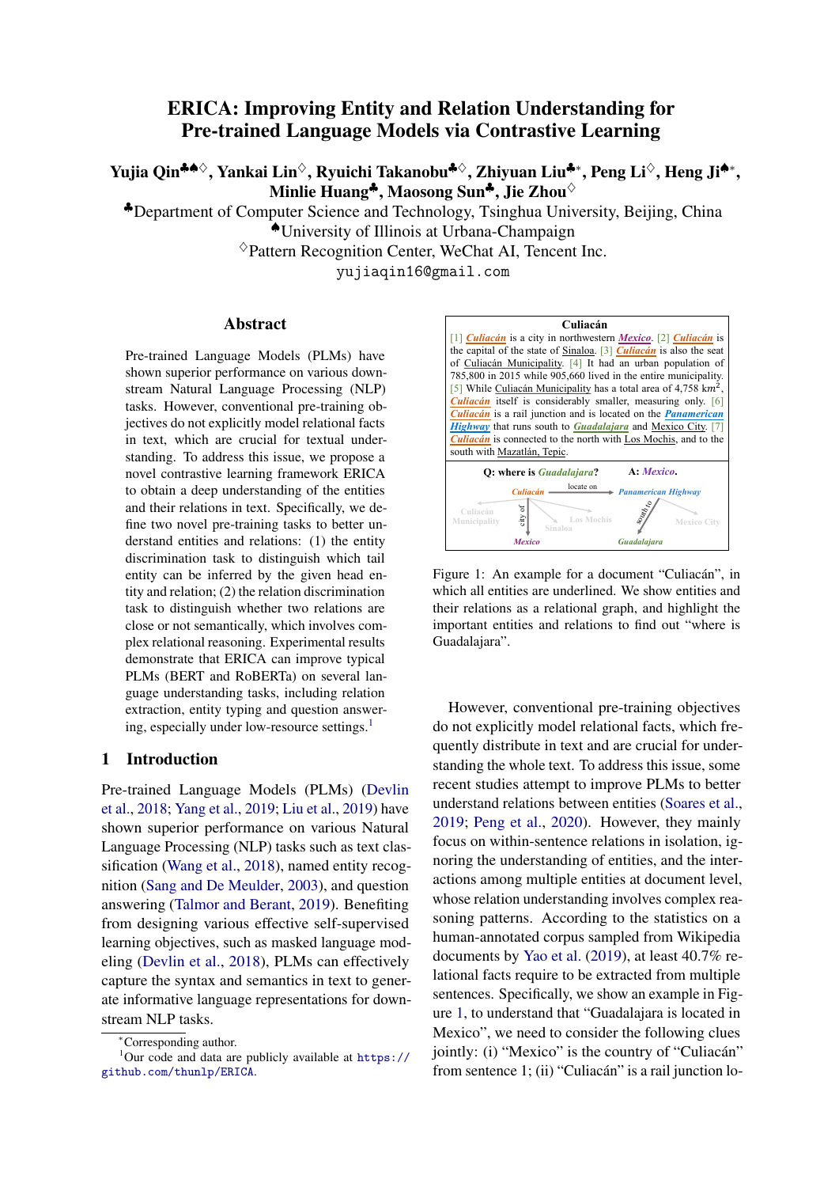# ERICA: Improving Entity and Relation Understanding for Pre-trained Language Models via Contrastive Learning

**Yujia Qin[♣♠♢], Yankai Lin[♢], Ryuichi Takanobu[♣♢], Zhiyuan Liu[♣*], Peng Li[♢], Heng Ji[♠*], Minlie Huang[♣], Maosong Sun[♣], Jie Zhou[♢]**

[♣]Department of Computer Science and Technology, Tsinghua University, Beijing, China
[♠]University of Illinois at Urbana-Champaign
[♢]Pattern Recognition Center, WeChat AI, Tencent Inc.
`yujiaqin16@gmail.com`

## Abstract

Pre-trained Language Models (PLMs) have shown superior performance on various downstream Natural Language Processing (NLP) tasks. However, conventional pre-training objectives do not explicitly model relational facts in text, which are crucial for textual understanding. To address this issue, we propose a novel contrastive learning framework ERICA to obtain a deep understanding of the entities and their relations in text. Specifically, we define two novel pre-training tasks to better understand entities and relations: (1) the entity discrimination task to distinguish which tail entity can be inferred by the given head entity and relation; (2) the relation discrimination task to distinguish whether two relations are close or not semantically, which involves complex relational reasoning. Experimental results demonstrate that ERICA can improve typical PLMs (BERT and RoBERTa) on several language understanding tasks, including relation extraction, entity typing and question answering, especially under low-resource settings.[1]

## 1 Introduction

Pre-trained Language Models (PLMs) (Devlin et al., 2018; Yang et al., 2019; Liu et al., 2019) have shown superior performance on various Natural Language Processing (NLP) tasks such as text classification (Wang et al., 2018), named entity recognition (Sang and De Meulder, 2003), and question answering (Talmor and Berant, 2019). Benefiting from designing various effective self-supervised learning objectives, such as masked language modeling (Devlin et al., 2018), PLMs can effectively capture the syntax and semantics in text to generate informative language representations for downstream NLP tasks.

**Culiacán**

[1] *Culiacán* is a city in northwestern *Mexico*. [2] *Culiacán* is the capital of the state of Sinaloa. [3] *Culiacán* is also the seat of Culiacán Municipality. [4] It had an urban population of 785,800 in 2015 while 905,660 lived in the entire municipality. [5] While Culiacán Municipality has a total area of 4,758 km$^2$, *Culiacán* itself is considerably smaller, measuring only. [6] *Culiacán* is a rail junction and is located on the *Panamerican Highway* that runs south to *Guadalajara* and Mexico City. [7] *Culiacán* is connected to the north with Los Mochis, and to the south with Mazatlán, Tepic.

Q: where is *Guadalajara*? A: *Mexico*.

Figure 1: An example for a document "Culiacán", in which all entities are underlined. We show entities and their relations as a relational graph, and highlight the important entities and relations to find out "where is Guadalajara".

However, conventional pre-training objectives do not explicitly model relational facts, which frequently distribute in text and are crucial for understanding the whole text. To address this issue, some recent studies attempt to improve PLMs to better understand relations between entities (Soares et al., 2019; Peng et al., 2020). However, they mainly focus on within-sentence relations in isolation, ignoring the understanding of entities, and the interactions among multiple entities at document level, whose relation understanding involves complex reasoning patterns. According to the statistics on a human-annotated corpus sampled from Wikipedia documents by Yao et al. (2019), at least 40.7% relational facts require to be extracted from multiple sentences. Specifically, we show an example in Figure 1, to understand that "Guadalajara is located in Mexico", we need to consider the following clues jointly: (i) "Mexico" is the country of "Culiacán" from sentence 1; (ii) "Culiacán" is a rail junction lo-

*Corresponding author.
[1]Our code and data are publicly available at `https://github.com/thunlp/ERICA`.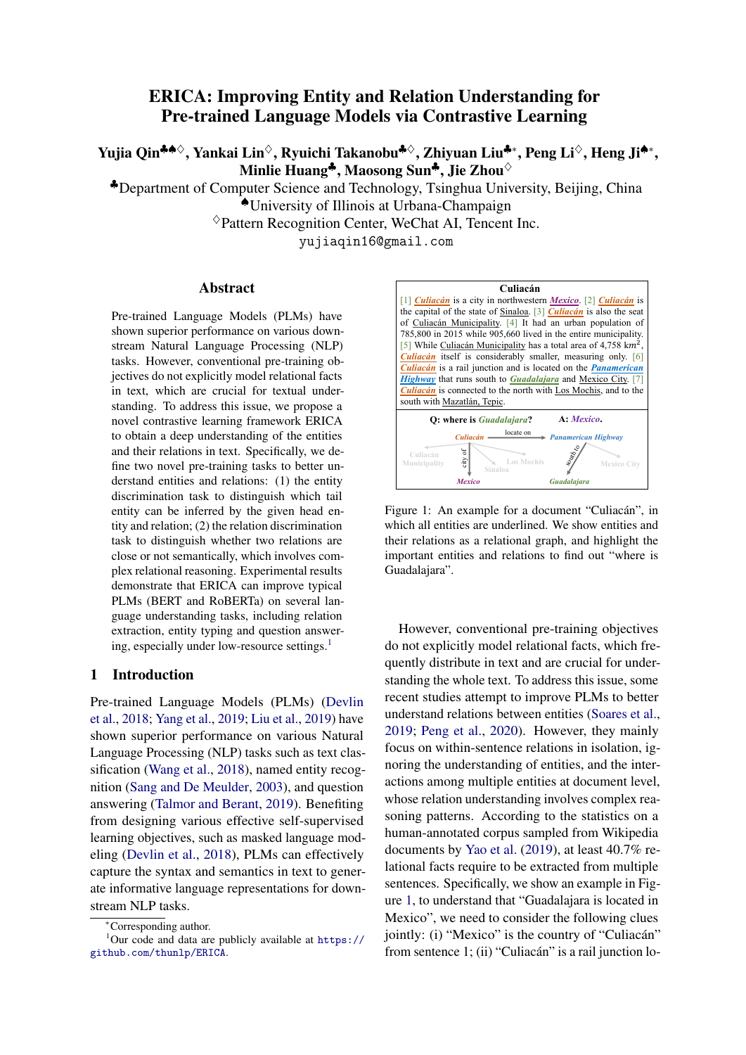# ERICA: Improving Entity and Relation Understanding for Pre-trained Language Models via Contrastive Learning

**Yujia Qin**[♣♠♢], **Yankai Lin**[♢], **Ryuichi Takanobu**[♣♢], **Zhiyuan Liu**[♣*], **Peng Li**[♢], **Heng Ji**[♠*], **Minlie Huang**[♣], **Maosong Sun**[♣], **Jie Zhou**[♢]

[♣]Department of Computer Science and Technology, Tsinghua University, Beijing, China
[♠]University of Illinois at Urbana-Champaign
[♢]Pattern Recognition Center, WeChat AI, Tencent Inc.
yujiaqin16@gmail.com

## Abstract

Pre-trained Language Models (PLMs) have shown superior performance on various downstream Natural Language Processing (NLP) tasks. However, conventional pre-training objectives do not explicitly model relational facts in text, which are crucial for textual understanding. To address this issue, we propose a novel contrastive learning framework ERICA to obtain a deep understanding of the entities and their relations in text. Specifically, we define two novel pre-training tasks to better understand entities and relations: (1) the entity discrimination task to distinguish which tail entity can be inferred by the given head entity and relation; (2) the relation discrimination task to distinguish whether two relations are close or not semantically, which involves complex relational reasoning. Experimental results demonstrate that ERICA can improve typical PLMs (BERT and RoBERTa) on several language understanding tasks, including relation extraction, entity typing and question answering, especially under low-resource settings.[1]

## 1 Introduction

Pre-trained Language Models (PLMs) (Devlin et al., 2018; Yang et al., 2019; Liu et al., 2019) have shown superior performance on various Natural Language Processing (NLP) tasks such as text classification (Wang et al., 2018), named entity recognition (Sang and De Meulder, 2003), and question answering (Talmor and Berant, 2019). Benefiting from designing various effective self-supervised learning objectives, such as masked language modeling (Devlin et al., 2018), PLMs can effectively capture the syntax and semantics in text to generate informative language representations for downstream NLP tasks.

**Culiacán**

[1] Culiacán is a city in northwestern Mexico. [2] Culiacán is the capital of the state of Sinaloa. [3] Culiacán is also the seat of Culiacán Municipality. [4] It had an urban population of 785,800 in 2015 while 905,660 lived in the entire municipality. [5] While Culiacán Municipality has a total area of 4,758 $km^2$, Culiacán itself is considerably smaller, measuring only. [6] Culiacán is a rail junction and is located on the Panamerican Highway that runs south to Guadalajara and Mexico City. [7] Culiacán is connected to the north with Los Mochis, and to the south with Mazatlán, Tepic.

Q: where is Guadalajara? A: Mexico.

Figure 1: An example for a document "Culiacán", in which all entities are underlined. We show entities and their relations as a relational graph, and highlight the important entities and relations to find out "where is Guadalajara".

However, conventional pre-training objectives do not explicitly model relational facts, which frequently distribute in text and are crucial for understanding the whole text. To address this issue, some recent studies attempt to improve PLMs to better understand relations between entities (Soares et al., 2019; Peng et al., 2020). However, they mainly focus on within-sentence relations in isolation, ignoring the understanding of entities, and the interactions among multiple entities at document level, whose relation understanding involves complex reasoning patterns. According to the statistics on a human-annotated corpus sampled from Wikipedia documents by Yao et al. (2019), at least 40.7% relational facts require to be extracted from multiple sentences. Specifically, we show an example in Figure 1, to understand that "Guadalajara is located in Mexico", we need to consider the following clues jointly: (i) "Mexico" is the country of "Culiacán" from sentence 1; (ii) "Culiacán" is a rail junction lo-

*Corresponding author.

[1]Our code and data are publicly available at https://github.com/thunlp/ERICA.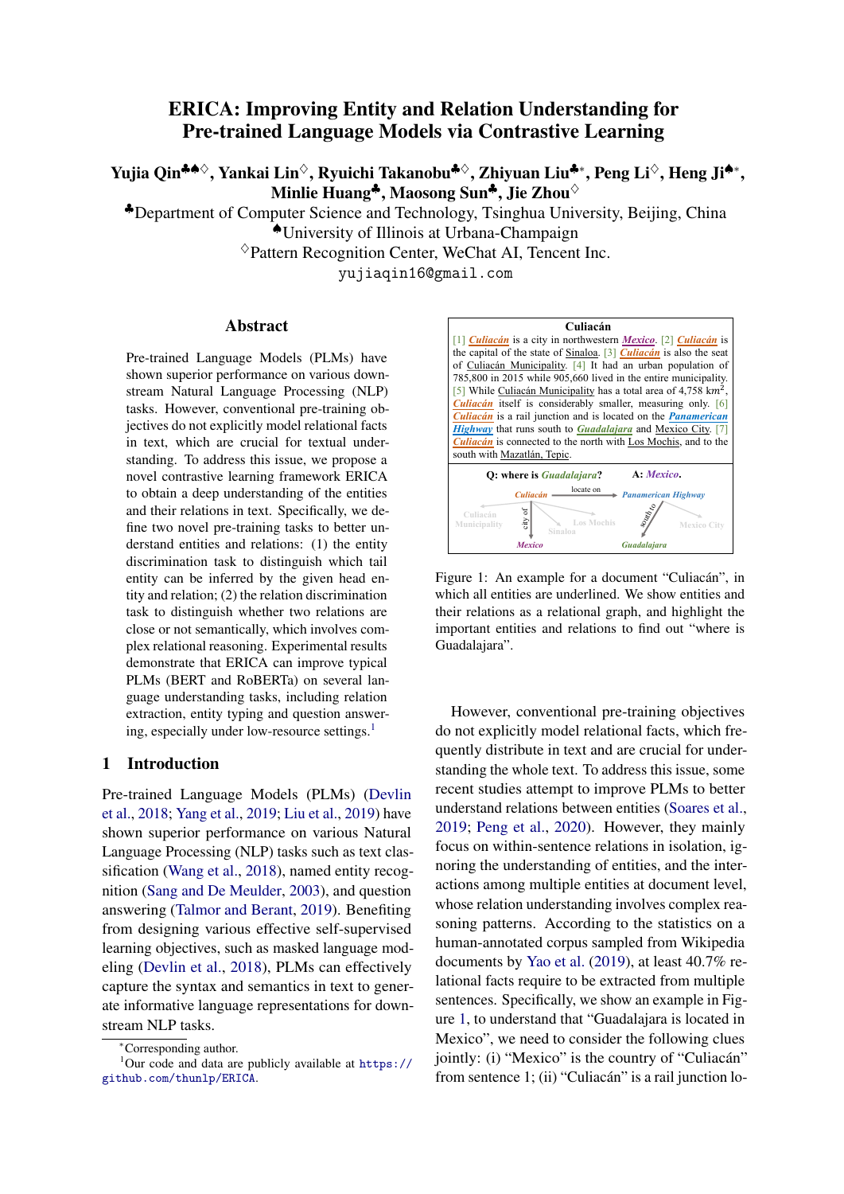# ERICA: Improving Entity and Relation Understanding for Pre-trained Language Models via Contrastive Learning

**Yujia Qin**[♣♠♢], **Yankai Lin**[♢], **Ryuichi Takanobu**[♣♢], **Zhiyuan Liu**[♣*], **Peng Li**[♢], **Heng Ji**[♠*], **Minlie Huang**[♣], **Maosong Sun**[♣], **Jie Zhou**[♢]

[♣]Department of Computer Science and Technology, Tsinghua University, Beijing, China
[♠]University of Illinois at Urbana-Champaign
[♢]Pattern Recognition Center, WeChat AI, Tencent Inc.
yujiaqin16@gmail.com

## Abstract

Pre-trained Language Models (PLMs) have shown superior performance on various downstream Natural Language Processing (NLP) tasks. However, conventional pre-training objectives do not explicitly model relational facts in text, which are crucial for textual understanding. To address this issue, we propose a novel contrastive learning framework ERICA to obtain a deep understanding of the entities and their relations in text. Specifically, we define two novel pre-training tasks to better understand entities and relations: (1) the entity discrimination task to distinguish which tail entity can be inferred by the given head entity and relation; (2) the relation discrimination task to distinguish whether two relations are close or not semantically, which involves complex relational reasoning. Experimental results demonstrate that ERICA can improve typical PLMs (BERT and RoBERTa) on several language understanding tasks, including relation extraction, entity typing and question answering, especially under low-resource settings.[1]

## 1 Introduction

Pre-trained Language Models (PLMs) (Devlin et al., 2018; Yang et al., 2019; Liu et al., 2019) have shown superior performance on various Natural Language Processing (NLP) tasks such as text classification (Wang et al., 2018), named entity recognition (Sang and De Meulder, 2003), and question answering (Talmor and Berant, 2019). Benefiting from designing various effective self-supervised learning objectives, such as masked language modeling (Devlin et al., 2018), PLMs can effectively capture the syntax and semantics in text to generate informative language representations for downstream NLP tasks.

**Culiacán**

[1] Culiacán is a city in northwestern Mexico. [2] Culiacán is the capital of the state of Sinaloa. [3] Culiacán is also the seat of Culiacán Municipality. [4] It had an urban population of 785,800 in 2015 while 905,660 lived in the entire municipality. [5] While Culiacán Municipality has a total area of 4,758 km$^2$, Culiacán itself is considerably smaller, measuring only. [6] Culiacán is a rail junction and is located on the Panamerican Highway that runs south to Guadalajara and Mexico City. [7] Culiacán is connected to the north with Los Mochis, and to the south with Mazatlán, Tepic.

Q: where is Guadalajara? A: Mexico.

Figure 1: An example for a document "Culiacán", in which all entities are underlined. We show entities and their relations as a relational graph, and highlight the important entities and relations to find out "where is Guadalajara".

However, conventional pre-training objectives do not explicitly model relational facts, which frequently distribute in text and are crucial for understanding the whole text. To address this issue, some recent studies attempt to improve PLMs to better understand relations between entities (Soares et al., 2019; Peng et al., 2020). However, they mainly focus on within-sentence relations in isolation, ignoring the understanding of entities, and the interactions among multiple entities at document level, whose relation understanding involves complex reasoning patterns. According to the statistics on a human-annotated corpus sampled from Wikipedia documents by Yao et al. (2019), at least 40.7% relational facts require to be extracted from multiple sentences. Specifically, we show an example in Figure 1, to understand that "Guadalajara is located in Mexico", we need to consider the following clues jointly: (i) "Mexico" is the country of "Culiacán" from sentence 1; (ii) "Culiacán" is a rail junction lo-

---

*Corresponding author.

[1]Our code and data are publicly available at https://github.com/thunlp/ERICA.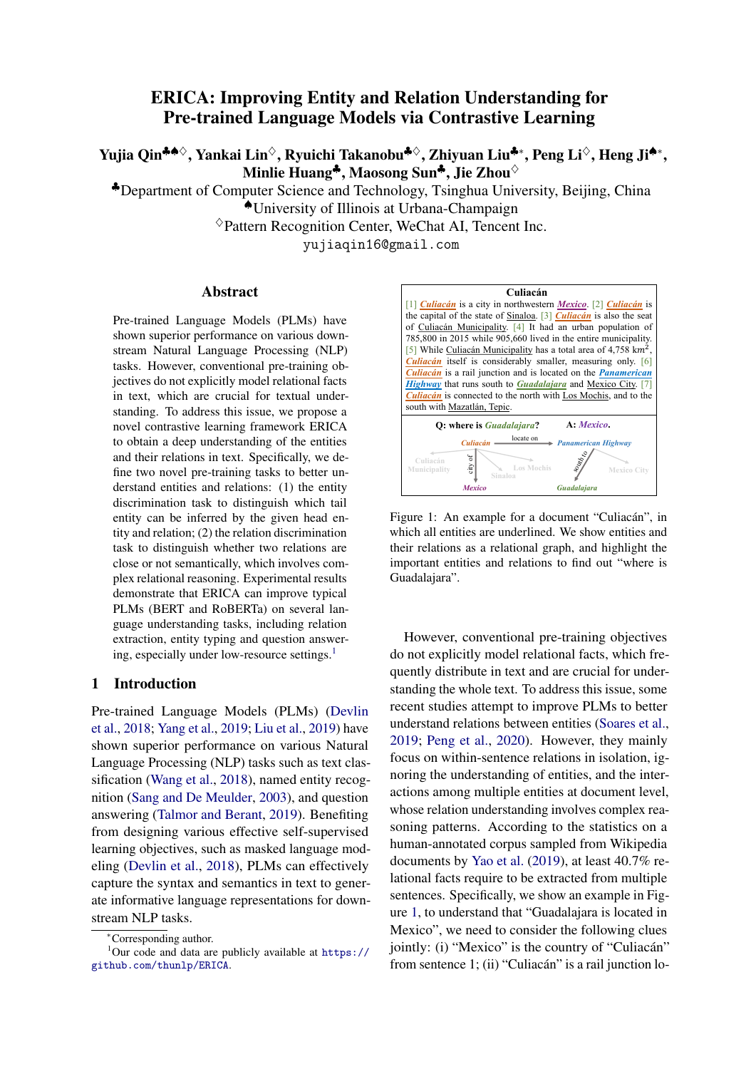# ERICA: Improving Entity and Relation Understanding for Pre-trained Language Models via Contrastive Learning

**Yujia Qin**[♣♠♢], **Yankai Lin**[♢], **Ryuichi Takanobu**[♣♢], **Zhiyuan Liu**[♣*], **Peng Li**[♢], **Heng Ji**[♠*], **Minlie Huang**[♣], **Maosong Sun**[♣], **Jie Zhou**[♢]

[♣]Department of Computer Science and Technology, Tsinghua University, Beijing, China
[♠]University of Illinois at Urbana-Champaign
[♢]Pattern Recognition Center, WeChat AI, Tencent Inc.
yujiaqin16@gmail.com

## Abstract

Pre-trained Language Models (PLMs) have shown superior performance on various downstream Natural Language Processing (NLP) tasks. However, conventional pre-training objectives do not explicitly model relational facts in text, which are crucial for textual understanding. To address this issue, we propose a novel contrastive learning framework ERICA to obtain a deep understanding of the entities and their relations in text. Specifically, we define two novel pre-training tasks to better understand entities and relations: (1) the entity discrimination task to distinguish which tail entity can be inferred by the given head entity and relation; (2) the relation discrimination task to distinguish whether two relations are close or not semantically, which involves complex relational reasoning. Experimental results demonstrate that ERICA can improve typical PLMs (BERT and RoBERTa) on several language understanding tasks, including relation extraction, entity typing and question answering, especially under low-resource settings.[1]

## 1 Introduction

Pre-trained Language Models (PLMs) (Devlin et al., 2018; Yang et al., 2019; Liu et al., 2019) have shown superior performance on various Natural Language Processing (NLP) tasks such as text classification (Wang et al., 2018), named entity recognition (Sang and De Meulder, 2003), and question answering (Talmor and Berant, 2019). Benefiting from designing various effective self-supervised learning objectives, such as masked language modeling (Devlin et al., 2018), PLMs can effectively capture the syntax and semantics in text to generate informative language representations for downstream NLP tasks.

**Culiacán**

[1] Culiacán is a city in northwestern Mexico. [2] Culiacán is the capital of the state of Sinaloa. [3] Culiacán is also the seat of Culiacán Municipality. [4] It had an urban population of 785,800 in 2015 while 905,660 lived in the entire municipality. [5] While Culiacán Municipality has a total area of 4,758 km$^2$, Culiacán itself is considerably smaller, measuring only. [6] Culiacán is a rail junction and is located on the Panamerican Highway that runs south to Guadalajara and Mexico City. [7] Culiacán is connected to the north with Los Mochis, and to the south with Mazatlán, Tepic.

Q: where is Guadalajara? A: Mexico.

Figure 1: An example for a document "Culiacán", in which all entities are underlined. We show entities and their relations as a relational graph, and highlight the important entities and relations to find out "where is Guadalajara".

However, conventional pre-training objectives do not explicitly model relational facts, which frequently distribute in text and are crucial for understanding the whole text. To address this issue, some recent studies attempt to improve PLMs to better understand relations between entities (Soares et al., 2019; Peng et al., 2020). However, they mainly focus on within-sentence relations in isolation, ignoring the understanding of entities, and the interactions among multiple entities at document level, whose relation understanding involves complex reasoning patterns. According to the statistics on a human-annotated corpus sampled from Wikipedia documents by Yao et al. (2019), at least 40.7% relational facts require to be extracted from multiple sentences. Specifically, we show an example in Figure 1, to understand that "Guadalajara is located in Mexico", we need to consider the following clues jointly: (i) "Mexico" is the country of "Culiacán" from sentence 1; (ii) "Culiacán" is a rail junction lo-

*Corresponding author.

[1]Our code and data are publicly available at https://github.com/thunlp/ERICA.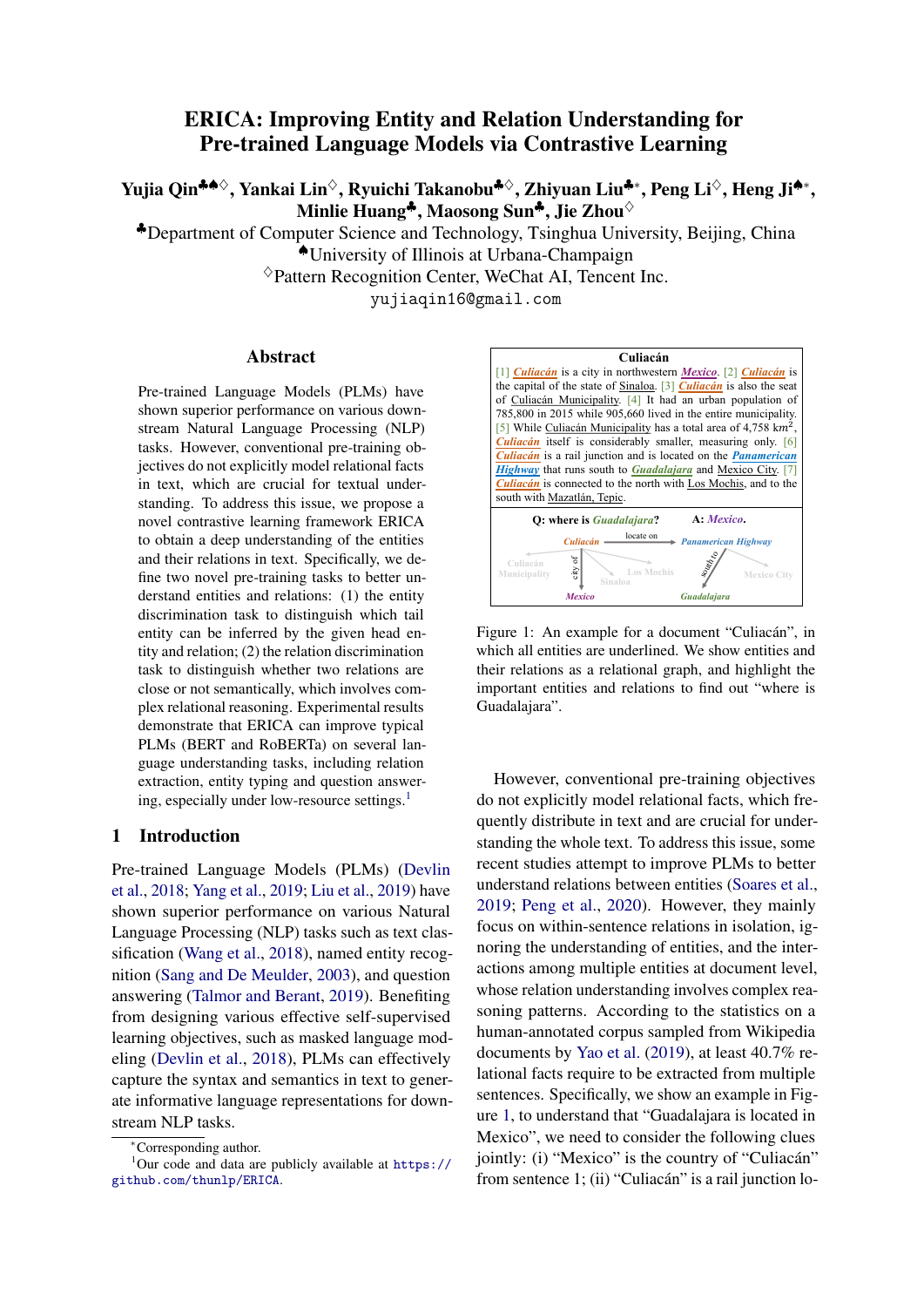# ERICA: Improving Entity and Relation Understanding for Pre-trained Language Models via Contrastive Learning

**Yujia Qin**[♣♠♢], **Yankai Lin**[♢], **Ryuichi Takanobu**[♣♢], **Zhiyuan Liu**[♣*], **Peng Li**[♢], **Heng Ji**[♠*], **Minlie Huang**[♣], **Maosong Sun**[♣], **Jie Zhou**[♢]

[♣]Department of Computer Science and Technology, Tsinghua University, Beijing, China
[♠]University of Illinois at Urbana-Champaign
[♢]Pattern Recognition Center, WeChat AI, Tencent Inc.
yujiaqin16@gmail.com

## Abstract

Pre-trained Language Models (PLMs) have shown superior performance on various downstream Natural Language Processing (NLP) tasks. However, conventional pre-training objectives do not explicitly model relational facts in text, which are crucial for textual understanding. To address this issue, we propose a novel contrastive learning framework ERICA to obtain a deep understanding of the entities and their relations in text. Specifically, we define two novel pre-training tasks to better understand entities and relations: (1) the entity discrimination task to distinguish which tail entity can be inferred by the given head entity and relation; (2) the relation discrimination task to distinguish whether two relations are close or not semantically, which involves complex relational reasoning. Experimental results demonstrate that ERICA can improve typical PLMs (BERT and RoBERTa) on several language understanding tasks, including relation extraction, entity typing and question answering, especially under low-resource settings.[1]

## 1 Introduction

Pre-trained Language Models (PLMs) (Devlin et al., 2018; Yang et al., 2019; Liu et al., 2019) have shown superior performance on various Natural Language Processing (NLP) tasks such as text classification (Wang et al., 2018), named entity recognition (Sang and De Meulder, 2003), and question answering (Talmor and Berant, 2019). Benefiting from designing various effective self-supervised learning objectives, such as masked language modeling (Devlin et al., 2018), PLMs can effectively capture the syntax and semantics in text to generate informative language representations for downstream NLP tasks.

**Culiacán**

[1] Culiacán is a city in northwestern Mexico. [2] Culiacán is the capital of the state of Sinaloa. [3] Culiacán is also the seat of Culiacán Municipality. [4] It had an urban population of 785,800 in 2015 while 905,660 lived in the entire municipality. [5] While Culiacán Municipality has a total area of 4,758 $km^2$, Culiacán itself is considerably smaller, measuring only. [6] Culiacán is a rail junction and is located on the Panamerican Highway that runs south to Guadalajara and Mexico City. [7] Culiacán is connected to the north with Los Mochis, and to the south with Mazatlán, Tepic.

Q: where is Guadalajara? A: Mexico.

Figure 1: An example for a document "Culiacán", in which all entities are underlined. We show entities and their relations as a relational graph, and highlight the important entities and relations to find out "where is Guadalajara".

However, conventional pre-training objectives do not explicitly model relational facts, which frequently distribute in text and are crucial for understanding the whole text. To address this issue, some recent studies attempt to improve PLMs to better understand relations between entities (Soares et al., 2019; Peng et al., 2020). However, they mainly focus on within-sentence relations in isolation, ignoring the understanding of entities, and the interactions among multiple entities at document level, whose relation understanding involves complex reasoning patterns. According to the statistics on a human-annotated corpus sampled from Wikipedia documents by Yao et al. (2019), at least 40.7% relational facts require to be extracted from multiple sentences. Specifically, we show an example in Figure 1, to understand that "Guadalajara is located in Mexico", we need to consider the following clues jointly: (i) "Mexico" is the country of "Culiacán" from sentence 1; (ii) "Culiacán" is a rail junction lo-

*Corresponding author.
[1]Our code and data are publicly available at https://github.com/thunlp/ERICA.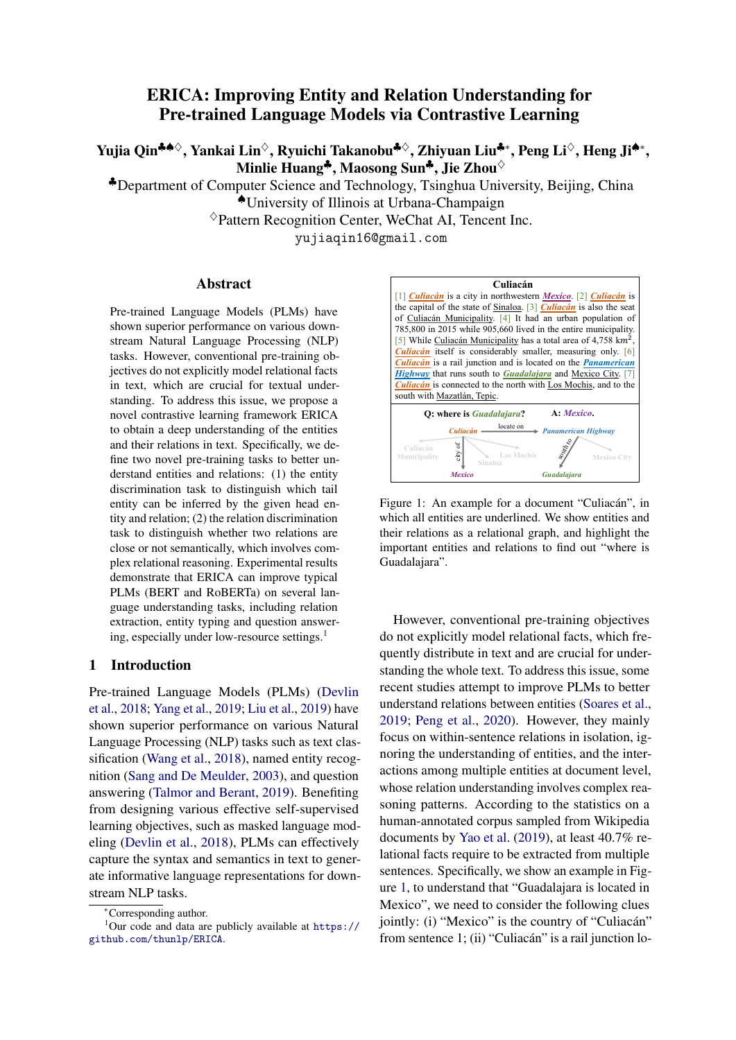# ERICA: Improving Entity and Relation Understanding for Pre-trained Language Models via Contrastive Learning

**Yujia Qin**[♣♠♢], **Yankai Lin**[♢], **Ryuichi Takanobu**[♣♢], **Zhiyuan Liu**[♣*], **Peng Li**[♢], **Heng Ji**[♠*], **Minlie Huang**[♣], **Maosong Sun**[♣], **Jie Zhou**[♢]

[♣]Department of Computer Science and Technology, Tsinghua University, Beijing, China
[♠]University of Illinois at Urbana-Champaign
[♢]Pattern Recognition Center, WeChat AI, Tencent Inc.
yujiaqin16@gmail.com

## Abstract

Pre-trained Language Models (PLMs) have shown superior performance on various downstream Natural Language Processing (NLP) tasks. However, conventional pre-training objectives do not explicitly model relational facts in text, which are crucial for textual understanding. To address this issue, we propose a novel contrastive learning framework ERICA to obtain a deep understanding of the entities and their relations in text. Specifically, we define two novel pre-training tasks to better understand entities and relations: (1) the entity discrimination task to distinguish which tail entity can be inferred by the given head entity and relation; (2) the relation discrimination task to distinguish whether two relations are close or not semantically, which involves complex relational reasoning. Experimental results demonstrate that ERICA can improve typical PLMs (BERT and RoBERTa) on several language understanding tasks, including relation extraction, entity typing and question answering, especially under low-resource settings.[1]

## 1 Introduction

Pre-trained Language Models (PLMs) (Devlin et al., 2018; Yang et al., 2019; Liu et al., 2019) have shown superior performance on various Natural Language Processing (NLP) tasks such as text classification (Wang et al., 2018), named entity recognition (Sang and De Meulder, 2003), and question answering (Talmor and Berant, 2019). Benefiting from designing various effective self-supervised learning objectives, such as masked language modeling (Devlin et al., 2018), PLMs can effectively capture the syntax and semantics in text to generate informative language representations for downstream NLP tasks.

**Culiacán**

[1] Culiacán is a city in northwestern Mexico. [2] Culiacán is the capital of the state of Sinaloa. [3] Culiacán is also the seat of Culiacán Municipality. [4] It had an urban population of 785,800 in 2015 while 905,660 lived in the entire municipality. [5] While Culiacán Municipality has a total area of 4,758 km$^2$, Culiacán itself is considerably smaller, measuring only. [6] Culiacán is a rail junction and is located on the Panamerican Highway that runs south to Guadalajara and Mexico City. [7] Culiacán is connected to the north with Los Mochis, and to the south with Mazatlán, Tepic.

Q: where is Guadalajara? A: Mexico.

Figure 1: An example for a document "Culiacán", in which all entities are underlined. We show entities and their relations as a relational graph, and highlight the important entities and relations to find out "where is Guadalajara".

However, conventional pre-training objectives do not explicitly model relational facts, which frequently distribute in text and are crucial for understanding the whole text. To address this issue, some recent studies attempt to improve PLMs to better understand relations between entities (Soares et al., 2019; Peng et al., 2020). However, they mainly focus on within-sentence relations in isolation, ignoring the understanding of entities, and the interactions among multiple entities at document level, whose relation understanding involves complex reasoning patterns. According to the statistics on a human-annotated corpus sampled from Wikipedia documents by Yao et al. (2019), at least 40.7% relational facts require to be extracted from multiple sentences. Specifically, we show an example in Figure 1, to understand that "Guadalajara is located in Mexico", we need to consider the following clues jointly: (i) "Mexico" is the country of "Culiacán" from sentence 1; (ii) "Culiacán" is a rail junction lo-

*Corresponding author.

[1]Our code and data are publicly available at https://github.com/thunlp/ERICA.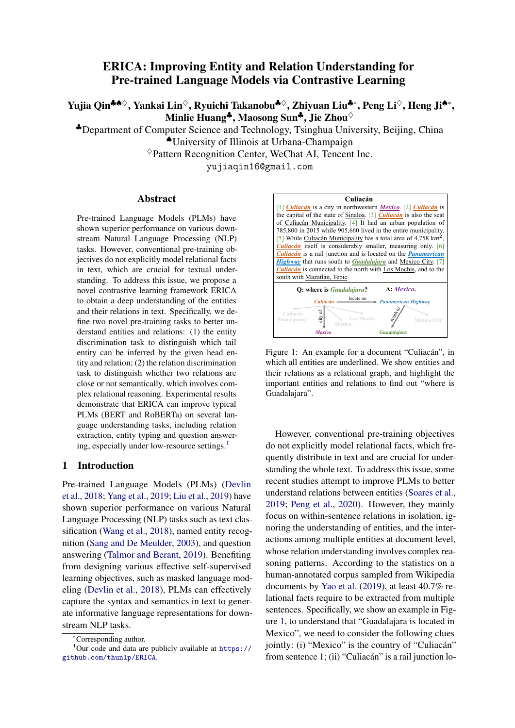# ERICA: Improving Entity and Relation Understanding for Pre-trained Language Models via Contrastive Learning

**Yujia Qin**[♣♠♢], **Yankai Lin**[♢], **Ryuichi Takanobu**[♣♢], **Zhiyuan Liu**[♣*], **Peng Li**[♢], **Heng Ji**[♠*], **Minlie Huang**[♣], **Maosong Sun**[♣], **Jie Zhou**[♢]

[♣]Department of Computer Science and Technology, Tsinghua University, Beijing, China
[♠]University of Illinois at Urbana-Champaign
[♢]Pattern Recognition Center, WeChat AI, Tencent Inc.
yujiaqin16@gmail.com

## Abstract

Pre-trained Language Models (PLMs) have shown superior performance on various downstream Natural Language Processing (NLP) tasks. However, conventional pre-training objectives do not explicitly model relational facts in text, which are crucial for textual understanding. To address this issue, we propose a novel contrastive learning framework ERICA to obtain a deep understanding of the entities and their relations in text. Specifically, we define two novel pre-training tasks to better understand entities and relations: (1) the entity discrimination task to distinguish which tail entity can be inferred by the given head entity and relation; (2) the relation discrimination task to distinguish whether two relations are close or not semantically, which involves complex relational reasoning. Experimental results demonstrate that ERICA can improve typical PLMs (BERT and RoBERTa) on several language understanding tasks, including relation extraction, entity typing and question answering, especially under low-resource settings.[1]

## 1 Introduction

Pre-trained Language Models (PLMs) (Devlin et al., 2018; Yang et al., 2019; Liu et al., 2019) have shown superior performance on various Natural Language Processing (NLP) tasks such as text classification (Wang et al., 2018), named entity recognition (Sang and De Meulder, 2003), and question answering (Talmor and Berant, 2019). Benefiting from designing various effective self-supervised learning objectives, such as masked language modeling (Devlin et al., 2018), PLMs can effectively capture the syntax and semantics in text to generate informative language representations for downstream NLP tasks.

**Culiacán**

[1] Culiacán is a city in northwestern Mexico. [2] Culiacán is the capital of the state of Sinaloa. [3] Culiacán is also the seat of Culiacán Municipality. [4] It had an urban population of 785,800 in 2015 while 905,660 lived in the entire municipality. [5] While Culiacán Municipality has a total area of 4,758 km$^2$, Culiacán itself is considerably smaller, measuring only. [6] Culiacán is a rail junction and is located on the Panamerican Highway that runs south to Guadalajara and Mexico City. [7] Culiacán is connected to the north with Los Mochis, and to the south with Mazatlán, Tepic.

Q: where is Guadalajara? A: Mexico.

Figure 1: An example for a document "Culiacán", in which all entities are underlined. We show entities and their relations as a relational graph, and highlight the important entities and relations to find out "where is Guadalajara".

However, conventional pre-training objectives do not explicitly model relational facts, which frequently distribute in text and are crucial for understanding the whole text. To address this issue, some recent studies attempt to improve PLMs to better understand relations between entities (Soares et al., 2019; Peng et al., 2020). However, they mainly focus on within-sentence relations in isolation, ignoring the understanding of entities, and the interactions among multiple entities at document level, whose relation understanding involves complex reasoning patterns. According to the statistics on a human-annotated corpus sampled from Wikipedia documents by Yao et al. (2019), at least 40.7% relational facts require to be extracted from multiple sentences. Specifically, we show an example in Figure 1, to understand that "Guadalajara is located in Mexico", we need to consider the following clues jointly: (i) "Mexico" is the country of "Culiacán" from sentence 1; (ii) "Culiacán" is a rail junction lo-

*Corresponding author.

[1]Our code and data are publicly available at https://github.com/thunlp/ERICA.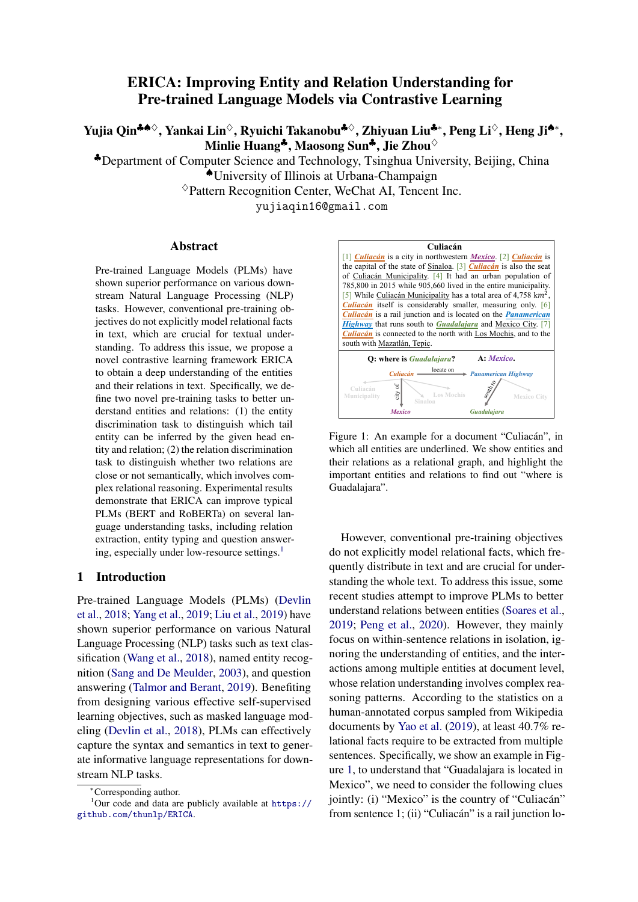# ERICA: Improving Entity and Relation Understanding for Pre-trained Language Models via Contrastive Learning

**Yujia Qin**[♣♠♢], **Yankai Lin**[♢], **Ryuichi Takanobu**[♣♢], **Zhiyuan Liu**[♣*], **Peng Li**[♢], **Heng Ji**[♠*], **Minlie Huang**[♣], **Maosong Sun**[♣], **Jie Zhou**[♢]

[♣]Department of Computer Science and Technology, Tsinghua University, Beijing, China
[♠]University of Illinois at Urbana-Champaign
[♢]Pattern Recognition Center, WeChat AI, Tencent Inc.
yujiaqin16@gmail.com

## Abstract

Pre-trained Language Models (PLMs) have shown superior performance on various downstream Natural Language Processing (NLP) tasks. However, conventional pre-training objectives do not explicitly model relational facts in text, which are crucial for textual understanding. To address this issue, we propose a novel contrastive learning framework ERICA to obtain a deep understanding of the entities and their relations in text. Specifically, we define two novel pre-training tasks to better understand entities and relations: (1) the entity discrimination task to distinguish which tail entity can be inferred by the given head entity and relation; (2) the relation discrimination task to distinguish whether two relations are close or not semantically, which involves complex relational reasoning. Experimental results demonstrate that ERICA can improve typical PLMs (BERT and RoBERTa) on several language understanding tasks, including relation extraction, entity typing and question answering, especially under low-resource settings.[1]

## 1 Introduction

Pre-trained Language Models (PLMs) (Devlin et al., 2018; Yang et al., 2019; Liu et al., 2019) have shown superior performance on various Natural Language Processing (NLP) tasks such as text classification (Wang et al., 2018), named entity recognition (Sang and De Meulder, 2003), and question answering (Talmor and Berant, 2019). Benefiting from designing various effective self-supervised learning objectives, such as masked language modeling (Devlin et al., 2018), PLMs can effectively capture the syntax and semantics in text to generate informative language representations for downstream NLP tasks.

**Culiacán**

[1] *Culiacán* is a city in northwestern *Mexico*. [2] *Culiacán* is the capital of the state of Sinaloa. [3] *Culiacán* is also the seat of Culiacán Municipality. [4] It had an urban population of 785,800 in 2015 while 905,660 lived in the entire municipality. [5] While Culiacán Municipality has a total area of 4,758 km$^2$, *Culiacán* itself is considerably smaller, measuring only. [6] *Culiacán* is a rail junction and is located on the *Panamerican Highway* that runs south to *Guadalajara* and Mexico City. [7] *Culiacán* is connected to the north with Los Mochis, and to the south with Mazatlán, Tepic.

Q: where is *Guadalajara*? A: *Mexico*.

Figure 1: An example for a document "Culiacán", in which all entities are underlined. We show entities and their relations as a relational graph, and highlight the important entities and relations to find out "where is Guadalajara".

However, conventional pre-training objectives do not explicitly model relational facts, which frequently distribute in text and are crucial for understanding the whole text. To address this issue, some recent studies attempt to improve PLMs to better understand relations between entities (Soares et al., 2019; Peng et al., 2020). However, they mainly focus on within-sentence relations in isolation, ignoring the understanding of entities, and the interactions among multiple entities at document level, whose relation understanding involves complex reasoning patterns. According to the statistics on a human-annotated corpus sampled from Wikipedia documents by Yao et al. (2019), at least 40.7% relational facts require to be extracted from multiple sentences. Specifically, we show an example in Figure 1, to understand that "Guadalajara is located in Mexico", we need to consider the following clues jointly: (i) "Mexico" is the country of "Culiacán" from sentence 1; (ii) "Culiacán" is a rail junction lo-

---

*Corresponding author.

[1]Our code and data are publicly available at https://github.com/thunlp/ERICA.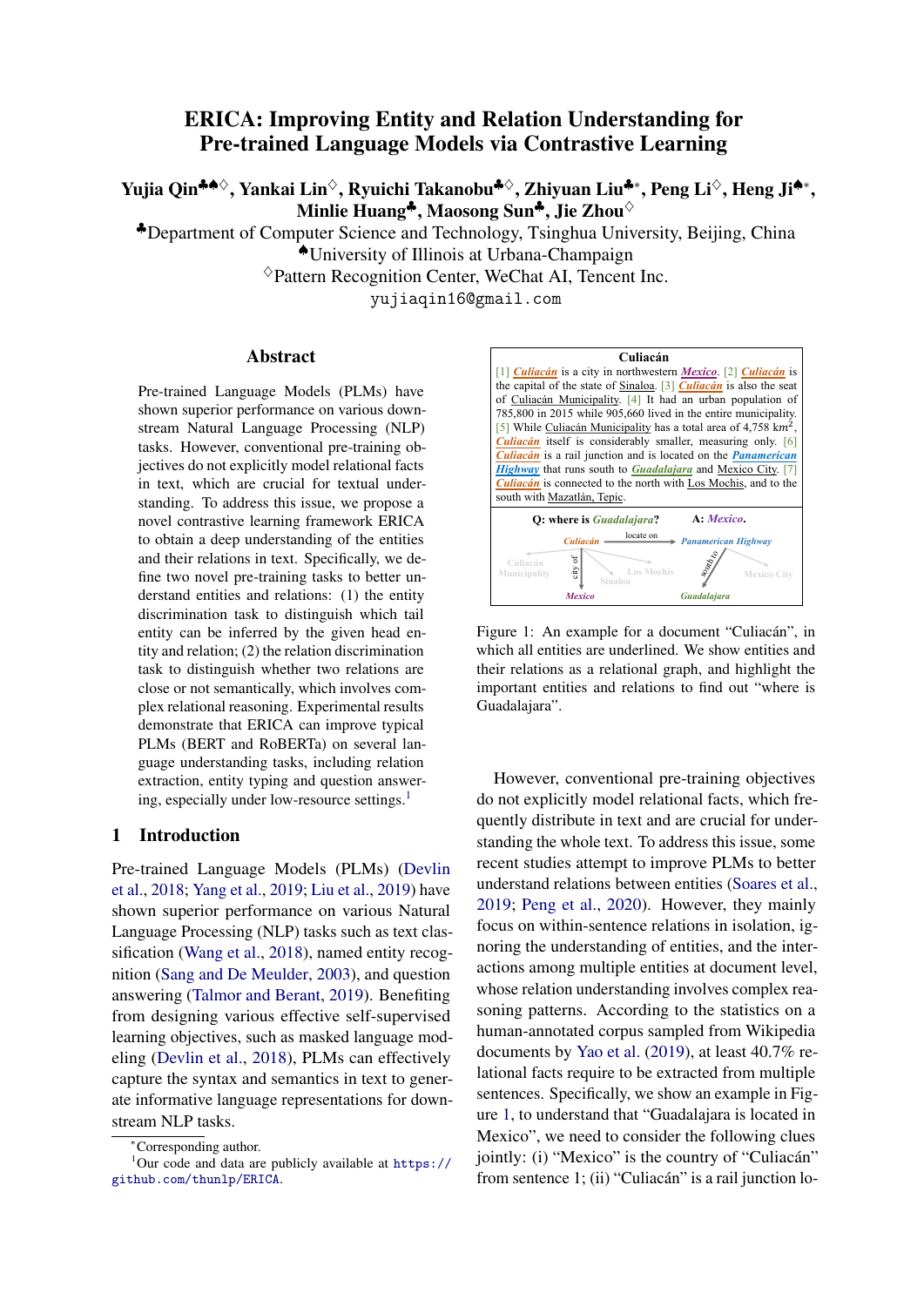# ERICA: Improving Entity and Relation Understanding for Pre-trained Language Models via Contrastive Learning

**Yujia Qin**[♣♠♢], **Yankai Lin**[♢], **Ryuichi Takanobu**[♣♢], **Zhiyuan Liu**[♣*], **Peng Li**[♢], **Heng Ji**[♠*], **Minlie Huang**[♣], **Maosong Sun**[♣], **Jie Zhou**[♢]

[♣]Department of Computer Science and Technology, Tsinghua University, Beijing, China
[♠]University of Illinois at Urbana-Champaign
[♢]Pattern Recognition Center, WeChat AI, Tencent Inc.
yujiaqin16@gmail.com

## Abstract

Pre-trained Language Models (PLMs) have shown superior performance on various downstream Natural Language Processing (NLP) tasks. However, conventional pre-training objectives do not explicitly model relational facts in text, which are crucial for textual understanding. To address this issue, we propose a novel contrastive learning framework ERICA to obtain a deep understanding of the entities and their relations in text. Specifically, we define two novel pre-training tasks to better understand entities and relations: (1) the entity discrimination task to distinguish which tail entity can be inferred by the given head entity and relation; (2) the relation discrimination task to distinguish whether two relations are close or not semantically, which involves complex relational reasoning. Experimental results demonstrate that ERICA can improve typical PLMs (BERT and RoBERTa) on several language understanding tasks, including relation extraction, entity typing and question answering, especially under low-resource settings.[1]

## 1 Introduction

Pre-trained Language Models (PLMs) (Devlin et al., 2018; Yang et al., 2019; Liu et al., 2019) have shown superior performance on various Natural Language Processing (NLP) tasks such as text classification (Wang et al., 2018), named entity recognition (Sang and De Meulder, 2003), and question answering (Talmor and Berant, 2019). Benefiting from designing various effective self-supervised learning objectives, such as masked language modeling (Devlin et al., 2018), PLMs can effectively capture the syntax and semantics in text to generate informative language representations for downstream NLP tasks.

**Culiacán**

[1] Culiacán is a city in northwestern Mexico. [2] Culiacán is the capital of the state of Sinaloa. [3] Culiacán is also the seat of Culiacán Municipality. [4] It had an urban population of 785,800 in 2015 while 905,660 lived in the entire municipality. [5] While Culiacán Municipality has a total area of 4,758 km$^2$, Culiacán itself is considerably smaller, measuring only. [6] Culiacán is a rail junction and is located on the Panamerican Highway that runs south to Guadalajara and Mexico City. [7] Culiacán is connected to the north with Los Mochis, and to the south with Mazatlán, Tepic.

Q: where is Guadalajara? A: Mexico.

Figure 1: An example for a document "Culiacán", in which all entities are underlined. We show entities and their relations as a relational graph, and highlight the important entities and relations to find out "where is Guadalajara".

However, conventional pre-training objectives do not explicitly model relational facts, which frequently distribute in text and are crucial for understanding the whole text. To address this issue, some recent studies attempt to improve PLMs to better understand relations between entities (Soares et al., 2019; Peng et al., 2020). However, they mainly focus on within-sentence relations in isolation, ignoring the understanding of entities, and the interactions among multiple entities at document level, whose relation understanding involves complex reasoning patterns. According to the statistics on a human-annotated corpus sampled from Wikipedia documents by Yao et al. (2019), at least 40.7% relational facts require to be extracted from multiple sentences. Specifically, we show an example in Figure 1, to understand that "Guadalajara is located in Mexico", we need to consider the following clues jointly: (i) "Mexico" is the country of "Culiacán" from sentence 1; (ii) "Culiacán" is a rail junction lo-

*Corresponding author.
[1]Our code and data are publicly available at https://github.com/thunlp/ERICA.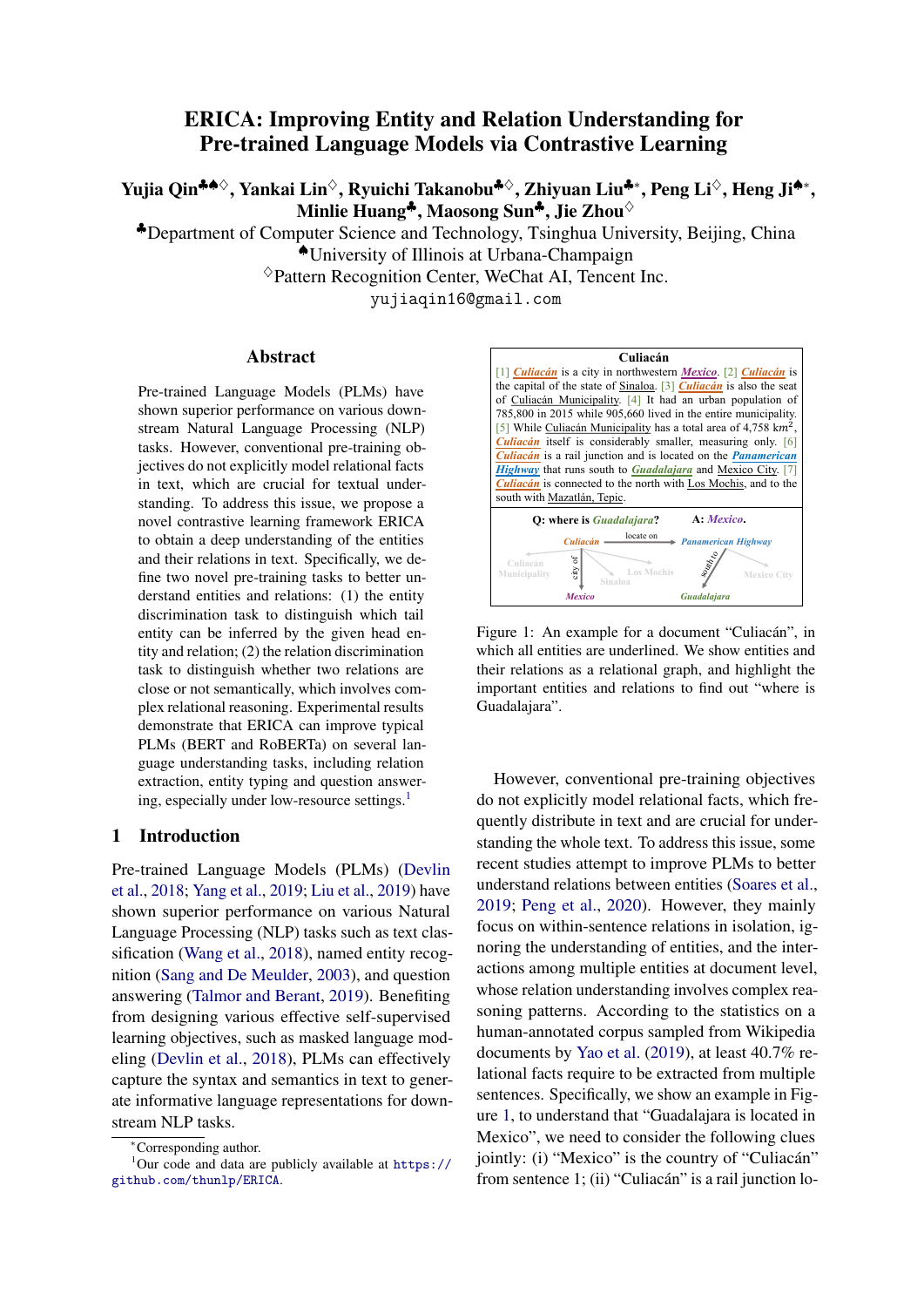# ERICA: Improving Entity and Relation Understanding for Pre-trained Language Models via Contrastive Learning

**Yujia Qin[♣♠♢], Yankai Lin[♢], Ryuichi Takanobu[♣♢], Zhiyuan Liu[♣*], Peng Li[♢], Heng Ji[♠*], Minlie Huang[♣], Maosong Sun[♣], Jie Zhou[♢]**

[♣]Department of Computer Science and Technology, Tsinghua University, Beijing, China
[♠]University of Illinois at Urbana-Champaign
[♢]Pattern Recognition Center, WeChat AI, Tencent Inc.
yujiaqin16@gmail.com

## Abstract

Pre-trained Language Models (PLMs) have shown superior performance on various downstream Natural Language Processing (NLP) tasks. However, conventional pre-training objectives do not explicitly model relational facts in text, which are crucial for textual understanding. To address this issue, we propose a novel contrastive learning framework ERICA to obtain a deep understanding of the entities and their relations in text. Specifically, we define two novel pre-training tasks to better understand entities and relations: (1) the entity discrimination task to distinguish which tail entity can be inferred by the given head entity and relation; (2) the relation discrimination task to distinguish whether two relations are close or not semantically, which involves complex relational reasoning. Experimental results demonstrate that ERICA can improve typical PLMs (BERT and RoBERTa) on several language understanding tasks, including relation extraction, entity typing and question answering, especially under low-resource settings.[1]

## 1 Introduction

Pre-trained Language Models (PLMs) (Devlin et al., 2018; Yang et al., 2019; Liu et al., 2019) have shown superior performance on various Natural Language Processing (NLP) tasks such as text classification (Wang et al., 2018), named entity recognition (Sang and De Meulder, 2003), and question answering (Talmor and Berant, 2019). Benefiting from designing various effective self-supervised learning objectives, such as masked language modeling (Devlin et al., 2018), PLMs can effectively capture the syntax and semantics in text to generate informative language representations for downstream NLP tasks.

**Culiacán**

[1] Culiacán is a city in northwestern Mexico. [2] Culiacán is the capital of the state of Sinaloa. [3] Culiacán is also the seat of Culiacán Municipality. [4] It had an urban population of 785,800 in 2015 while 905,660 lived in the entire municipality. [5] While Culiacán Municipality has a total area of 4,758 km$^2$, Culiacán itself is considerably smaller, measuring only. [6] Culiacán is a rail junction and is located on the Panamerican Highway that runs south to Guadalajara and Mexico City. [7] Culiacán is connected to the north with Los Mochis, and to the south with Mazatlán, Tepic.

Q: where is Guadalajara? A: Mexico.

Figure 1: An example for a document "Culiacán", in which all entities are underlined. We show entities and their relations as a relational graph, and highlight the important entities and relations to find out "where is Guadalajara".

However, conventional pre-training objectives do not explicitly model relational facts, which frequently distribute in text and are crucial for understanding the whole text. To address this issue, some recent studies attempt to improve PLMs to better understand relations between entities (Soares et al., 2019; Peng et al., 2020). However, they mainly focus on within-sentence relations in isolation, ignoring the understanding of entities, and the interactions among multiple entities at document level, whose relation understanding involves complex reasoning patterns. According to the statistics on a human-annotated corpus sampled from Wikipedia documents by Yao et al. (2019), at least 40.7% relational facts require to be extracted from multiple sentences. Specifically, we show an example in Figure 1, to understand that "Guadalajara is located in Mexico", we need to consider the following clues jointly: (i) "Mexico" is the country of "Culiacán" from sentence 1; (ii) "Culiacán" is a rail junction lo-

---

*Corresponding author.
[1]Our code and data are publicly available at https://github.com/thunlp/ERICA.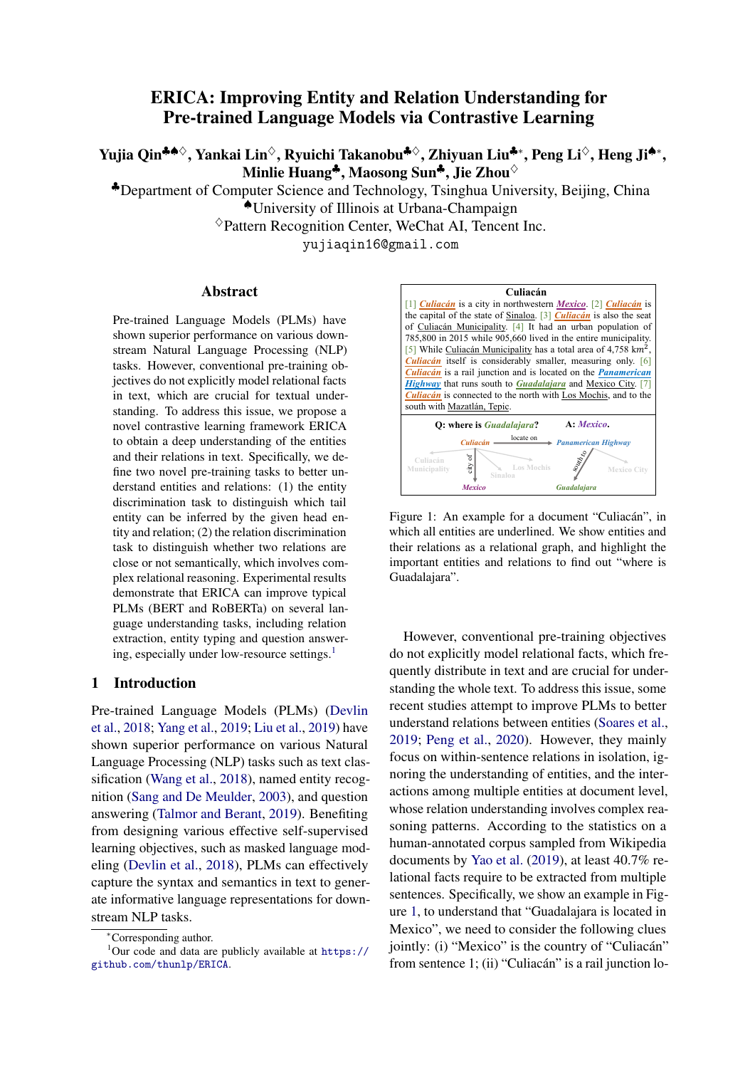# ERICA: Improving Entity and Relation Understanding for Pre-trained Language Models via Contrastive Learning

**Yujia Qin**[♣♠♢], **Yankai Lin**[♢], **Ryuichi Takanobu**[♣♢], **Zhiyuan Liu**[♣*], **Peng Li**[♢], **Heng Ji**[♠*], **Minlie Huang**[♣], **Maosong Sun**[♣], **Jie Zhou**[♢]

[♣]Department of Computer Science and Technology, Tsinghua University, Beijing, China
[♠]University of Illinois at Urbana-Champaign
[♢]Pattern Recognition Center, WeChat AI, Tencent Inc.
yujiaqin16@gmail.com

## Abstract

Pre-trained Language Models (PLMs) have shown superior performance on various downstream Natural Language Processing (NLP) tasks. However, conventional pre-training objectives do not explicitly model relational facts in text, which are crucial for textual understanding. To address this issue, we propose a novel contrastive learning framework ERICA to obtain a deep understanding of the entities and their relations in text. Specifically, we define two novel pre-training tasks to better understand entities and relations: (1) the entity discrimination task to distinguish which tail entity can be inferred by the given head entity and relation; (2) the relation discrimination task to distinguish whether two relations are close or not semantically, which involves complex relational reasoning. Experimental results demonstrate that ERICA can improve typical PLMs (BERT and RoBERTa) on several language understanding tasks, including relation extraction, entity typing and question answering, especially under low-resource settings.[1]

## 1 Introduction

Pre-trained Language Models (PLMs) (Devlin et al., 2018; Yang et al., 2019; Liu et al., 2019) have shown superior performance on various Natural Language Processing (NLP) tasks such as text classification (Wang et al., 2018), named entity recognition (Sang and De Meulder, 2003), and question answering (Talmor and Berant, 2019). Benefiting from designing various effective self-supervised learning objectives, such as masked language modeling (Devlin et al., 2018), PLMs can effectively capture the syntax and semantics in text to generate informative language representations for downstream NLP tasks.

**Culiacán**

[1] *Culiacán* is a city in northwestern *Mexico*. [2] *Culiacán* is the capital of the state of Sinaloa. [3] *Culiacán* is also the seat of Culiacán Municipality. [4] It had an urban population of 785,800 in 2015 while 905,660 lived in the entire municipality. [5] While Culiacán Municipality has a total area of 4,758 km$^2$, *Culiacán* itself is considerably smaller, measuring only. [6] *Culiacán* is a rail junction and is located on the *Panamerican Highway* that runs south to *Guadalajara* and Mexico City. [7] *Culiacán* is connected to the north with Los Mochis, and to the south with Mazatlán, Tepic.

Q: where is *Guadalajara*? A: *Mexico*.

Figure 1: An example for a document "Culiacán", in which all entities are underlined. We show entities and their relations as a relational graph, and highlight the important entities and relations to find out "where is Guadalajara".

However, conventional pre-training objectives do not explicitly model relational facts, which frequently distribute in text and are crucial for understanding the whole text. To address this issue, some recent studies attempt to improve PLMs to better understand relations between entities (Soares et al., 2019; Peng et al., 2020). However, they mainly focus on within-sentence relations in isolation, ignoring the understanding of entities, and the interactions among multiple entities at document level, whose relation understanding involves complex reasoning patterns. According to the statistics on a human-annotated corpus sampled from Wikipedia documents by Yao et al. (2019), at least 40.7% relational facts require to be extracted from multiple sentences. Specifically, we show an example in Figure 1, to understand that "Guadalajara is located in Mexico", we need to consider the following clues jointly: (i) "Mexico" is the country of "Culiacán" from sentence 1; (ii) "Culiacán" is a rail junction lo-

---

*Corresponding author.
[1]Our code and data are publicly available at https://github.com/thunlp/ERICA.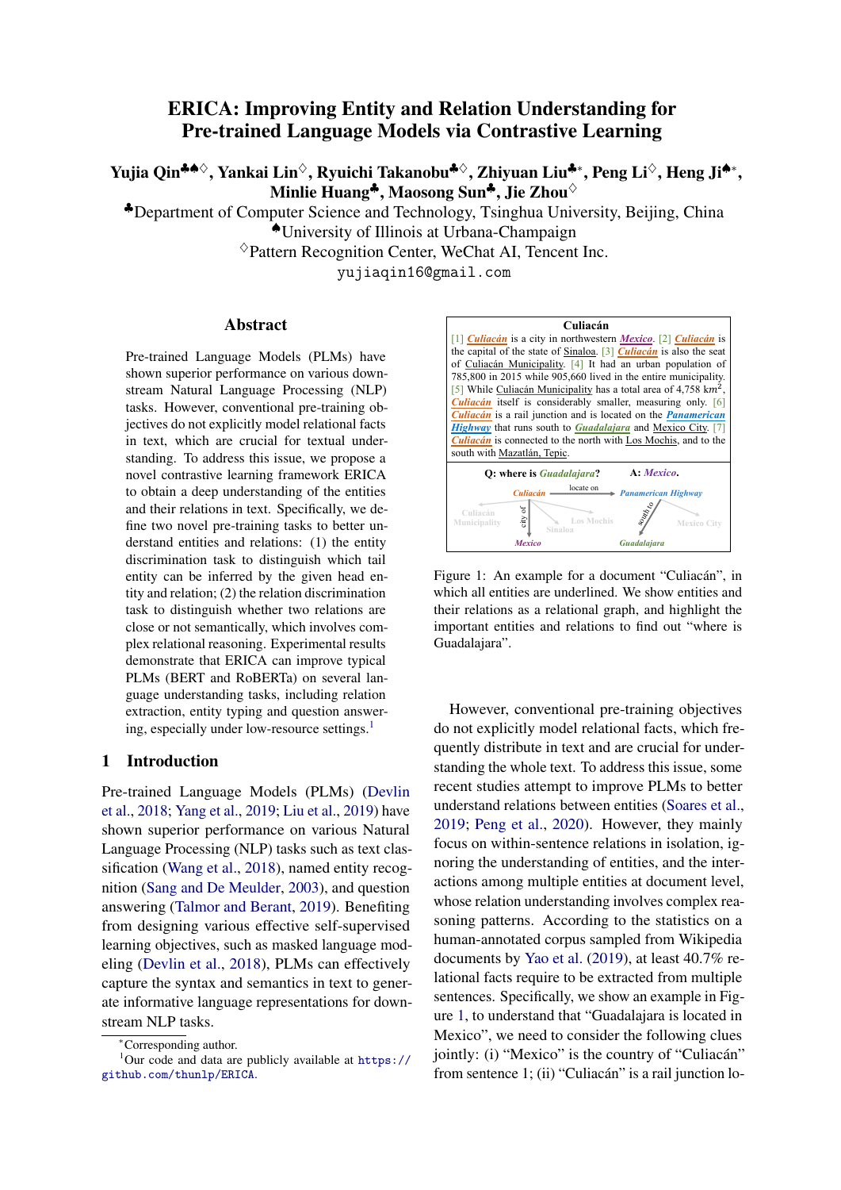# ERICA: Improving Entity and Relation Understanding for Pre-trained Language Models via Contrastive Learning

**Yujia Qin**[♣♠♢], **Yankai Lin**[♢], **Ryuichi Takanobu**[♣♢], **Zhiyuan Liu**[♣*], **Peng Li**[♢], **Heng Ji**[♠*], **Minlie Huang**[♣], **Maosong Sun**[♣], **Jie Zhou**[♢]

[♣]Department of Computer Science and Technology, Tsinghua University, Beijing, China

[♠]University of Illinois at Urbana-Champaign

[♢]Pattern Recognition Center, WeChat AI, Tencent Inc.

yujiaqin16@gmail.com

## Abstract

Pre-trained Language Models (PLMs) have shown superior performance on various downstream Natural Language Processing (NLP) tasks. However, conventional pre-training objectives do not explicitly model relational facts in text, which are crucial for textual understanding. To address this issue, we propose a novel contrastive learning framework ERICA to obtain a deep understanding of the entities and their relations in text. Specifically, we define two novel pre-training tasks to better understand entities and relations: (1) the entity discrimination task to distinguish which tail entity can be inferred by the given head entity and relation; (2) the relation discrimination task to distinguish whether two relations are close or not semantically, which involves complex relational reasoning. Experimental results demonstrate that ERICA can improve typical PLMs (BERT and RoBERTa) on several language understanding tasks, including relation extraction, entity typing and question answering, especially under low-resource settings.[1]

## 1 Introduction

Pre-trained Language Models (PLMs) (Devlin et al., 2018; Yang et al., 2019; Liu et al., 2019) have shown superior performance on various Natural Language Processing (NLP) tasks such as text classification (Wang et al., 2018), named entity recognition (Sang and De Meulder, 2003), and question answering (Talmor and Berant, 2019). Benefiting from designing various effective self-supervised learning objectives, such as masked language modeling (Devlin et al., 2018), PLMs can effectively capture the syntax and semantics in text to generate informative language representations for downstream NLP tasks.

**Culiacán**

[1] Culiacán is a city in northwestern Mexico. [2] Culiacán is the capital of the state of Sinaloa. [3] Culiacán is also the seat of Culiacán Municipality. [4] It had an urban population of 785,800 in 2015 while 905,660 lived in the entire municipality. [5] While Culiacán Municipality has a total area of 4,758 km$^2$, Culiacán itself is considerably smaller, measuring only. [6] Culiacán is a rail junction and is located on the Panamerican Highway that runs south to Guadalajara and Mexico City. [7] Culiacán is connected to the north with Los Mochis, and to the south with Mazatlán, Tepic.

Q: where is Guadalajara? A: Mexico.

Figure 1: An example for a document "Culiacán", in which all entities are underlined. We show entities and their relations as a relational graph, and highlight the important entities and relations to find out "where is Guadalajara".

However, conventional pre-training objectives do not explicitly model relational facts, which frequently distribute in text and are crucial for understanding the whole text. To address this issue, some recent studies attempt to improve PLMs to better understand relations between entities (Soares et al., 2019; Peng et al., 2020). However, they mainly focus on within-sentence relations in isolation, ignoring the understanding of entities, and the interactions among multiple entities at document level, whose relation understanding involves complex reasoning patterns. According to the statistics on a human-annotated corpus sampled from Wikipedia documents by Yao et al. (2019), at least 40.7% relational facts require to be extracted from multiple sentences. Specifically, we show an example in Figure 1, to understand that "Guadalajara is located in Mexico", we need to consider the following clues jointly: (i) "Mexico" is the country of "Culiacán" from sentence 1; (ii) "Culiacán" is a rail junction lo-

*Corresponding author.

[1]Our code and data are publicly available at https://github.com/thunlp/ERICA.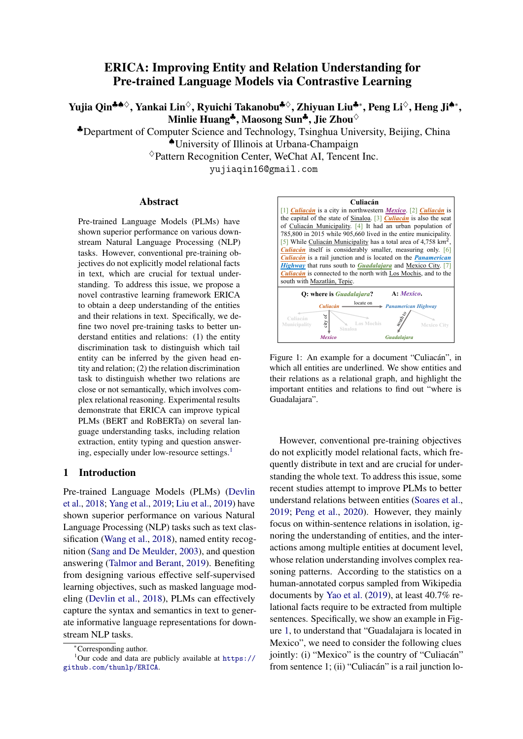# ERICA: Improving Entity and Relation Understanding for Pre-trained Language Models via Contrastive Learning

**Yujia Qin**[♣♠♢], **Yankai Lin**[♢], **Ryuichi Takanobu**[♣♢], **Zhiyuan Liu**[♣*], **Peng Li**[♢], **Heng Ji**[♠*], **Minlie Huang**[♣], **Maosong Sun**[♣], **Jie Zhou**[♢]

[♣]Department of Computer Science and Technology, Tsinghua University, Beijing, China
[♠]University of Illinois at Urbana-Champaign
[♢]Pattern Recognition Center, WeChat AI, Tencent Inc.
yujiaqin16@gmail.com

## Abstract

Pre-trained Language Models (PLMs) have shown superior performance on various downstream Natural Language Processing (NLP) tasks. However, conventional pre-training objectives do not explicitly model relational facts in text, which are crucial for textual understanding. To address this issue, we propose a novel contrastive learning framework ERICA to obtain a deep understanding of the entities and their relations in text. Specifically, we define two novel pre-training tasks to better understand entities and relations: (1) the entity discrimination task to distinguish which tail entity can be inferred by the given head entity and relation; (2) the relation discrimination task to distinguish whether two relations are close or not semantically, which involves complex relational reasoning. Experimental results demonstrate that ERICA can improve typical PLMs (BERT and RoBERTa) on several language understanding tasks, including relation extraction, entity typing and question answering, especially under low-resource settings.[1]

## 1 Introduction

Pre-trained Language Models (PLMs) (Devlin et al., 2018; Yang et al., 2019; Liu et al., 2019) have shown superior performance on various Natural Language Processing (NLP) tasks such as text classification (Wang et al., 2018), named entity recognition (Sang and De Meulder, 2003), and question answering (Talmor and Berant, 2019). Benefiting from designing various effective self-supervised learning objectives, such as masked language modeling (Devlin et al., 2018), PLMs can effectively capture the syntax and semantics in text to generate informative language representations for downstream NLP tasks.

Culiacán

[1] Culiacán is a city in northwestern Mexico. [2] Culiacán is the capital of the state of Sinaloa. [3] Culiacán is also the seat of Culiacán Municipality. [4] It had an urban population of 785,800 in 2015 while 905,660 lived in the entire municipality. [5] While Culiacán Municipality has a total area of 4,758 km$^2$, Culiacán itself is considerably smaller, measuring only. [6] Culiacán is a rail junction and is located on the Panamerican Highway that runs south to Guadalajara and Mexico City. [7] Culiacán is connected to the north with Los Mochis, and to the south with Mazatlán, Tepic.

Q: where is Guadalajara? A: Mexico.

Culiacán
locate on
Panamerican Highway
Culiacán Municipality
city of
Los Mochis
Sinaloa
south to
Mexico City
Mexico
Guadalajara

Figure 1: An example for a document "Culiacán", in which all entities are underlined. We show entities and their relations as a relational graph, and highlight the important entities and relations to find out "where is Guadalajara".

However, conventional pre-training objectives do not explicitly model relational facts, which frequently distribute in text and are crucial for understanding the whole text. To address this issue, some recent studies attempt to improve PLMs to better understand relations between entities (Soares et al., 2019; Peng et al., 2020). However, they mainly focus on within-sentence relations in isolation, ignoring the understanding of entities, and the interactions among multiple entities at document level, whose relation understanding involves complex reasoning patterns. According to the statistics on a human-annotated corpus sampled from Wikipedia documents by Yao et al. (2019), at least 40.7% relational facts require to be extracted from multiple sentences. Specifically, we show an example in Figure 1, to understand that "Guadalajara is located in Mexico", we need to consider the following clues jointly: (i) "Mexico" is the country of "Culiacán" from sentence 1; (ii) "Culiacán" is a rail junction lo-

*Corresponding author.

[1]Our code and data are publicly available at https://github.com/thunlp/ERICA.